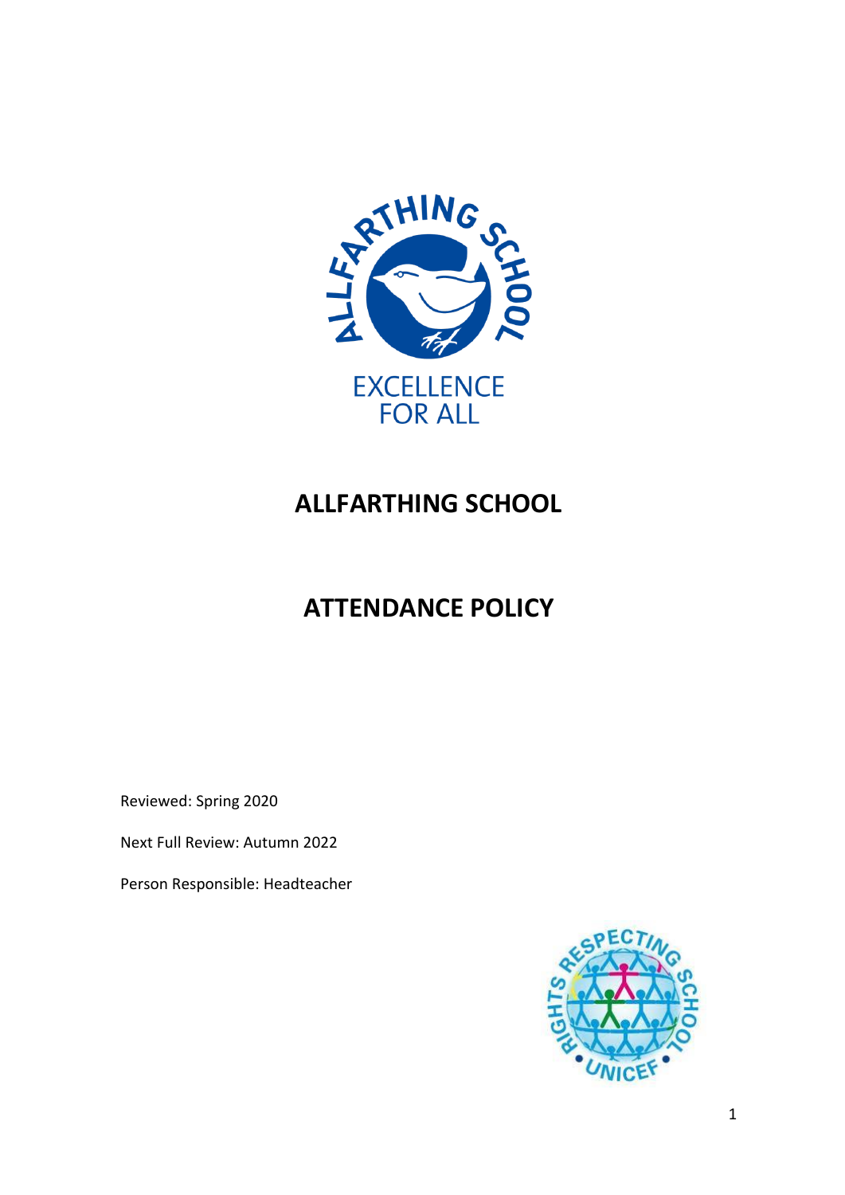# ALLFARTHING SCHOOL

# ATTENDANCE POLICY

Reviewed: Spring 2020

Next Full Review: Autumn 2022

Person Responsible: Headteacher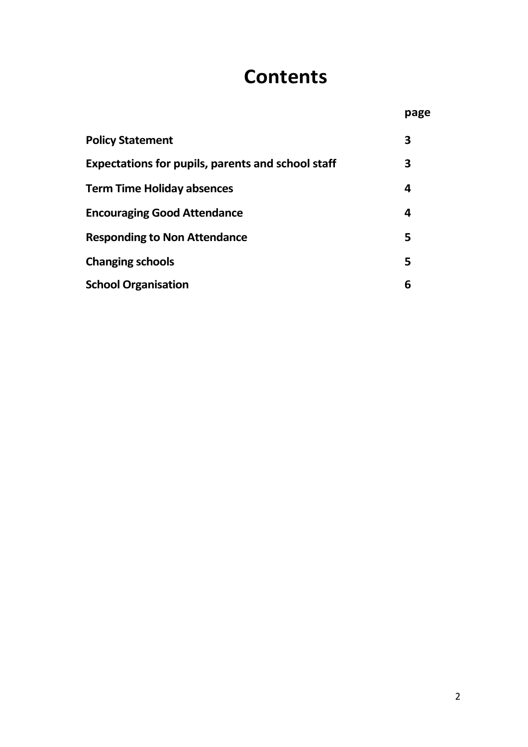# Contents

| | page |
| --- | --- |
| **Policy Statement** | **3** |
| **Expectations for pupils, parents and school staff** | **3** |
| **Term Time Holiday absences** | **4** |
| **Encouraging Good Attendance** | **4** |
| **Responding to Non Attendance** | **5** |
| **Changing schools** | **5** |
| **School Organisation** | **6** |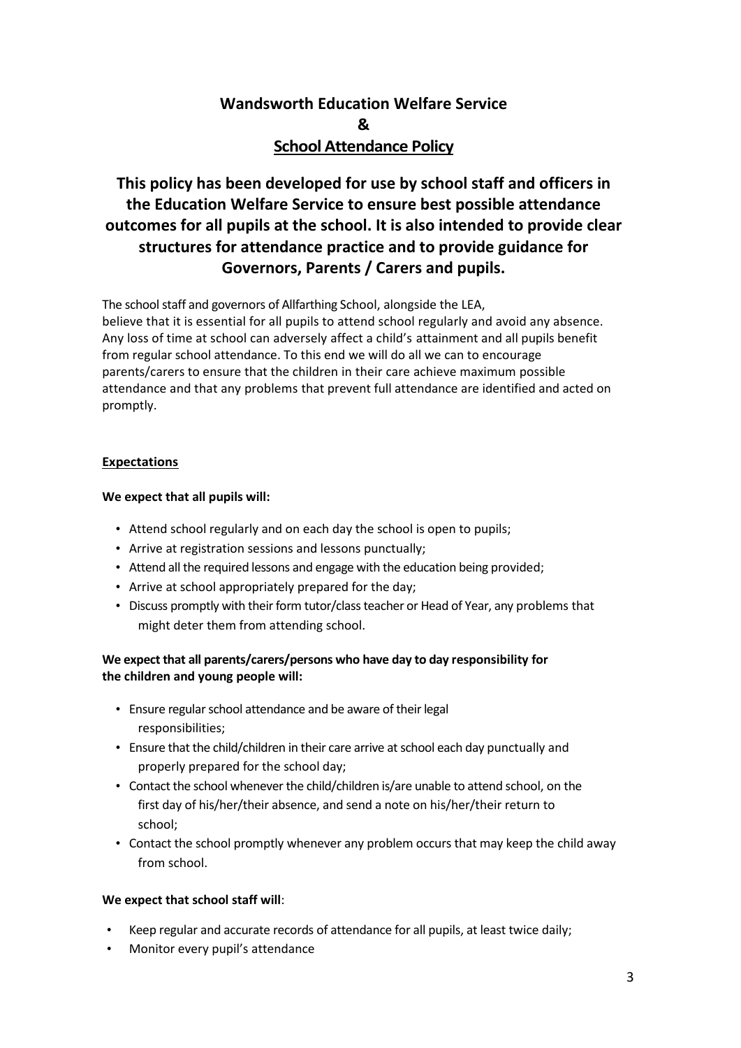# Wandsworth Education Welfare Service
# &
# School Attendance Policy

## This policy has been developed for use by school staff and officers in the Education Welfare Service to ensure best possible attendance outcomes for all pupils at the school. It is also intended to provide clear structures for attendance practice and to provide guidance for Governors, Parents / Carers and pupils.

The school staff and governors of Allfarthing School, alongside the LEA, believe that it is essential for all pupils to attend school regularly and avoid any absence. Any loss of time at school can adversely affect a child's attainment and all pupils benefit from regular school attendance. To this end we will do all we can to encourage parents/carers to ensure that the children in their care achieve maximum possible attendance and that any problems that prevent full attendance are identified and acted on promptly.

### Expectations

**We expect that all pupils will:**

- Attend school regularly and on each day the school is open to pupils;
- Arrive at registration sessions and lessons punctually;
- Attend all the required lessons and engage with the education being provided;
- Arrive at school appropriately prepared for the day;
- Discuss promptly with their form tutor/class teacher or Head of Year, any problems that might deter them from attending school.

**We expect that all parents/carers/persons who have day to day responsibility for the children and young people will:**

- Ensure regular school attendance and be aware of their legal responsibilities;
- Ensure that the child/children in their care arrive at school each day punctually and properly prepared for the school day;
- Contact the school whenever the child/children is/are unable to attend school, on the first day of his/her/their absence, and send a note on his/her/their return to school;
- Contact the school promptly whenever any problem occurs that may keep the child away from school.

**We expect that school staff will**:

- Keep regular and accurate records of attendance for all pupils, at least twice daily;
- Monitor every pupil's attendance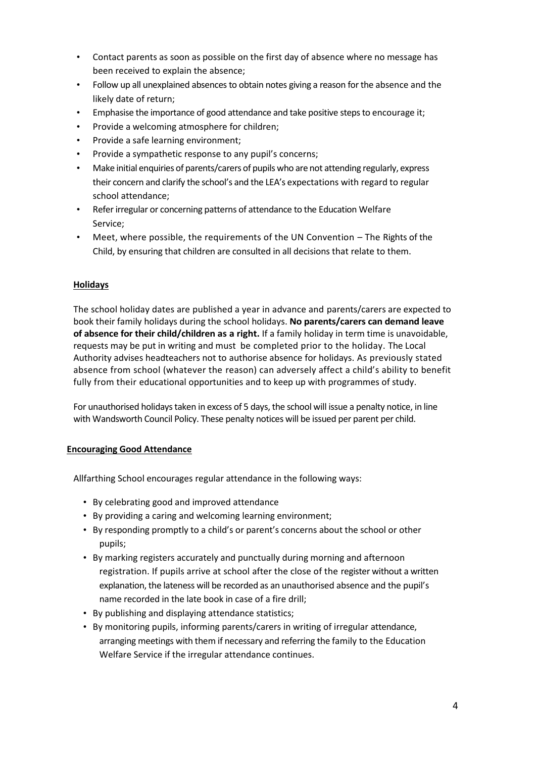- Contact parents as soon as possible on the first day of absence where no message has been received to explain the absence;
- Follow up all unexplained absences to obtain notes giving a reason for the absence and the likely date of return;
- Emphasise the importance of good attendance and take positive steps to encourage it;
- Provide a welcoming atmosphere for children;
- Provide a safe learning environment;
- Provide a sympathetic response to any pupil's concerns;
- Make initial enquiries of parents/carers of pupils who are not attending regularly, express their concern and clarify the school's and the LEA's expectations with regard to regular school attendance;
- Refer irregular or concerning patterns of attendance to the Education Welfare Service;
- Meet, where possible, the requirements of the UN Convention – The Rights of the Child, by ensuring that children are consulted in all decisions that relate to them.

**Holidays**

The school holiday dates are published a year in advance and parents/carers are expected to book their family holidays during the school holidays. **No parents/carers can demand leave of absence for their child/children as a right.** If a family holiday in term time is unavoidable, requests may be put in writing and must be completed prior to the holiday. The Local Authority advises headteachers not to authorise absence for holidays. As previously stated absence from school (whatever the reason) can adversely affect a child's ability to benefit fully from their educational opportunities and to keep up with programmes of study.

For unauthorised holidays taken in excess of 5 days, the school will issue a penalty notice, in line with Wandsworth Council Policy. These penalty notices will be issued per parent per child.

**Encouraging Good Attendance**

Allfarthing School encourages regular attendance in the following ways:

- By celebrating good and improved attendance
- By providing a caring and welcoming learning environment;
- By responding promptly to a child's or parent's concerns about the school or other pupils;
- By marking registers accurately and punctually during morning and afternoon registration. If pupils arrive at school after the close of the register without a written explanation, the lateness will be recorded as an unauthorised absence and the pupil's name recorded in the late book in case of a fire drill;
- By publishing and displaying attendance statistics;
- By monitoring pupils, informing parents/carers in writing of irregular attendance, arranging meetings with them if necessary and referring the family to the Education Welfare Service if the irregular attendance continues.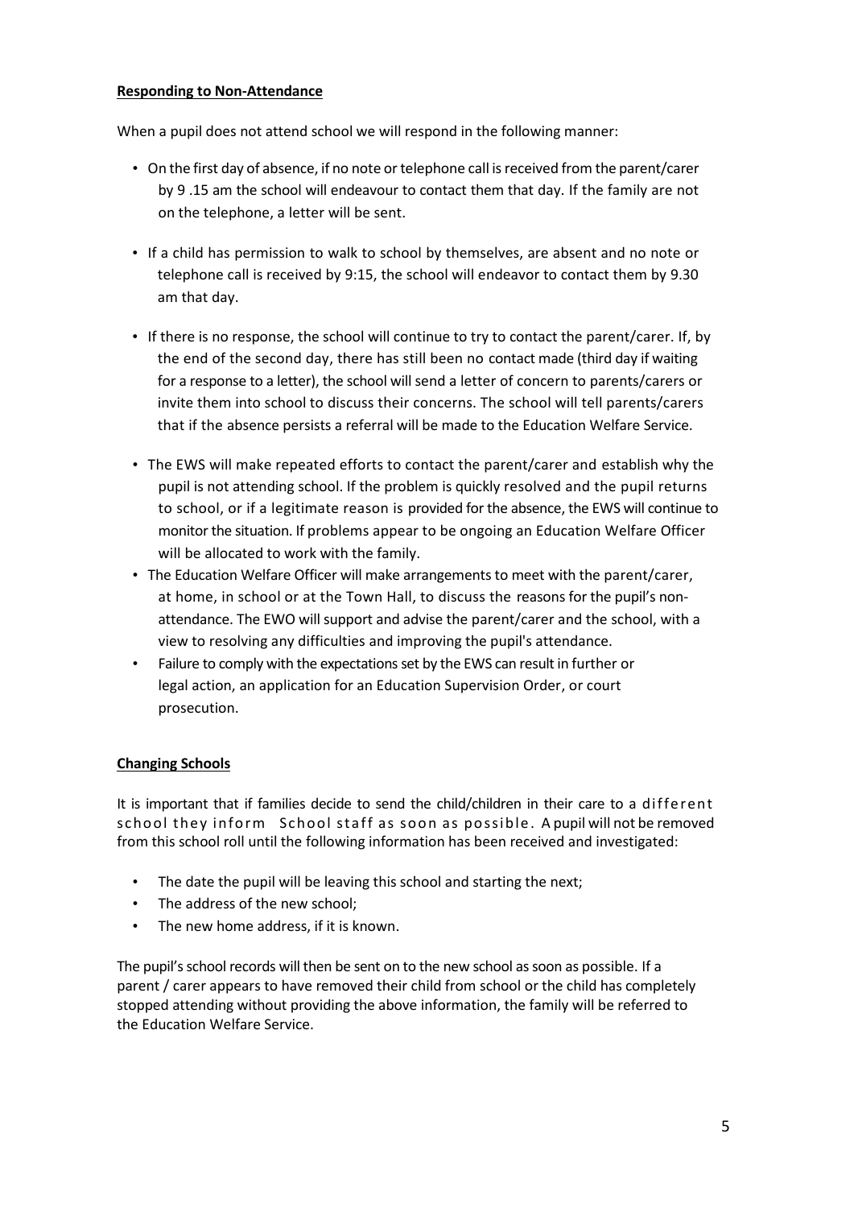**Responding to Non-Attendance**

When a pupil does not attend school we will respond in the following manner:

- On the first day of absence, if no note or telephone call is received from the parent/carer by 9 .15 am the school will endeavour to contact them that day. If the family are not on the telephone, a letter will be sent.
- If a child has permission to walk to school by themselves, are absent and no note or telephone call is received by 9:15, the school will endeavor to contact them by 9.30 am that day.
- If there is no response, the school will continue to try to contact the parent/carer. If, by the end of the second day, there has still been no contact made (third day if waiting for a response to a letter), the school will send a letter of concern to parents/carers or invite them into school to discuss their concerns. The school will tell parents/carers that if the absence persists a referral will be made to the Education Welfare Service.
- The EWS will make repeated efforts to contact the parent/carer and establish why the pupil is not attending school. If the problem is quickly resolved and the pupil returns to school, or if a legitimate reason is provided for the absence, the EWS will continue to monitor the situation. If problems appear to be ongoing an Education Welfare Officer will be allocated to work with the family.
- The Education Welfare Officer will make arrangements to meet with the parent/carer, at home, in school or at the Town Hall, to discuss the reasons for the pupil's non-attendance. The EWO will support and advise the parent/carer and the school, with a view to resolving any difficulties and improving the pupil's attendance.
- Failure to comply with the expectations set by the EWS can result in further or legal action, an application for an Education Supervision Order, or court prosecution.

**Changing Schools**

It is important that if families decide to send the child/children in their care to a different school they inform School staff as soon as possible. A pupil will not be removed from this school roll until the following information has been received and investigated:

- The date the pupil will be leaving this school and starting the next;
- The address of the new school;
- The new home address, if it is known.

The pupil's school records will then be sent on to the new school as soon as possible. If a parent / carer appears to have removed their child from school or the child has completely stopped attending without providing the above information, the family will be referred to the Education Welfare Service.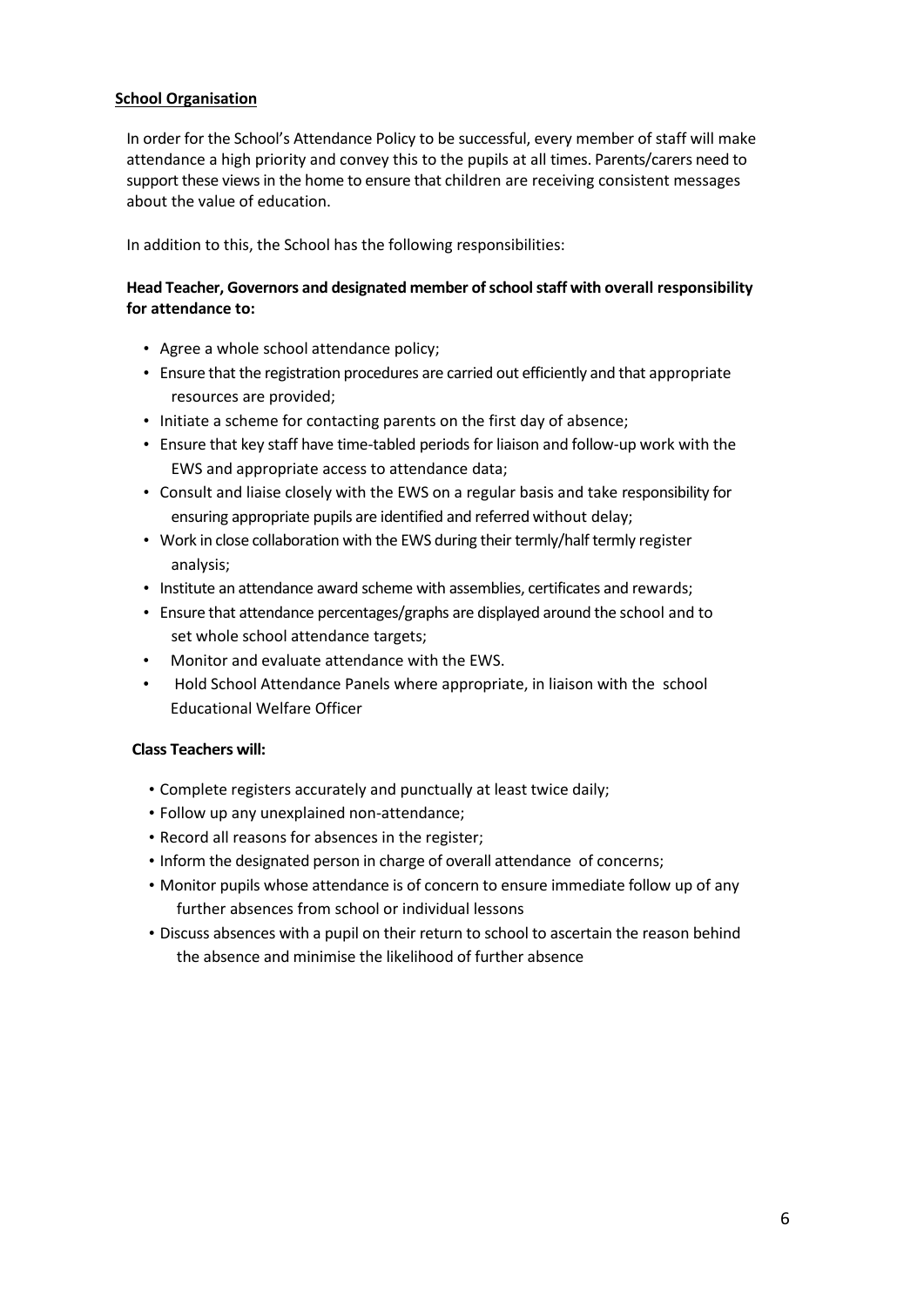## School Organisation

In order for the School's Attendance Policy to be successful, every member of staff will make attendance a high priority and convey this to the pupils at all times. Parents/carers need to support these views in the home to ensure that children are receiving consistent messages about the value of education.

In addition to this, the School has the following responsibilities:

**Head Teacher, Governors and designated member of school staff with overall responsibility for attendance to:**

- Agree a whole school attendance policy;
- Ensure that the registration procedures are carried out efficiently and that appropriate resources are provided;
- Initiate a scheme for contacting parents on the first day of absence;
- Ensure that key staff have time-tabled periods for liaison and follow-up work with the EWS and appropriate access to attendance data;
- Consult and liaise closely with the EWS on a regular basis and take responsibility for ensuring appropriate pupils are identified and referred without delay;
- Work in close collaboration with the EWS during their termly/half termly register analysis;
- Institute an attendance award scheme with assemblies, certificates and rewards;
- Ensure that attendance percentages/graphs are displayed around the school and to set whole school attendance targets;
- Monitor and evaluate attendance with the EWS.
- Hold School Attendance Panels where appropriate, in liaison with the school Educational Welfare Officer

**Class Teachers will:**

- Complete registers accurately and punctually at least twice daily;
- Follow up any unexplained non-attendance;
- Record all reasons for absences in the register;
- Inform the designated person in charge of overall attendance of concerns;
- Monitor pupils whose attendance is of concern to ensure immediate follow up of any further absences from school or individual lessons
- Discuss absences with a pupil on their return to school to ascertain the reason behind the absence and minimise the likelihood of further absence